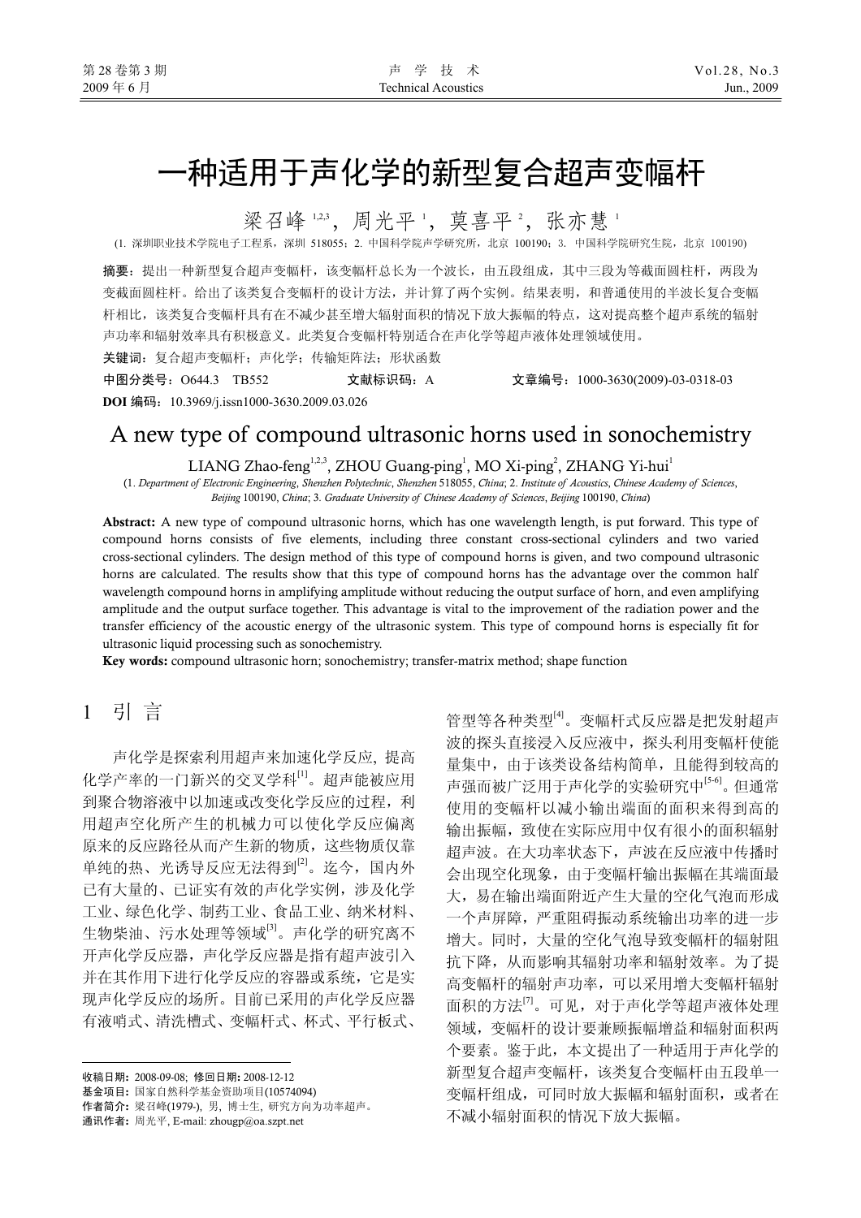# 一种适用于声化学的新型复合超声变幅杆

梁召峰[1,2,3]，周光平[1]，莫喜平[2]，张亦慧[1]

(1. 深圳职业技术学院电子工程系，深圳 518055；2. 中国科学院声学研究所，北京 100190；3. 中国科学院研究生院，北京 100190)

**摘要：** 提出一种新型复合超声变幅杆，该变幅杆总长为一个波长，由五段组成，其中三段为等截面圆柱杆，两段为变截面圆柱杆。给出了该类复合变幅杆的设计方法，并计算了两个实例。结果表明，和普通使用的半波长复合变幅杆相比，该类复合变幅杆具有在不减少甚至增大辐射面积的情况下放大振幅的特点，这对提高整个超声系统的辐射声功率和辐射效率具有积极意义。此类复合变幅杆特别适合在声化学等超声液体处理领域使用。

**关键词：** 复合超声变幅杆；声化学；传输矩阵法；形状函数

**中图分类号：** O644.3 TB552　　**文献标识码：** A　　**文章编号：** 1000-3630(2009)-03-0318-03

**DOI 编码：** 10.3969/j.issn1000-3630.2009.03.026

# A new type of compound ultrasonic horns used in sonochemistry

LIANG Zhao-feng[1,2,3], ZHOU Guang-ping[1], MO Xi-ping[2], ZHANG Yi-hui[1]

(1. *Department of Electronic Engineering, Shenzhen Polytechnic, Shenzhen* 518055, *China*; 2. *Institute of Acoustics, Chinese Academy of Sciences, Beijing* 100190, *China*; 3. *Graduate University of Chinese Academy of Sciences, Beijing* 100190, *China*)

**Abstract:** A new type of compound ultrasonic horns, which has one wavelength length, is put forward. This type of compound horns consists of five elements, including three constant cross-sectional cylinders and two varied cross-sectional cylinders. The design method of this type of compound horns is given, and two compound ultrasonic horns are calculated. The results show that this type of compound horns has the advantage over the common half wavelength compound horns in amplifying amplitude without reducing the output surface of horn, and even amplifying amplitude and the output surface together. This advantage is vital to the improvement of the radiation power and the transfer efficiency of the acoustic energy of the ultrasonic system. This type of compound horns is especially fit for ultrasonic liquid processing such as sonochemistry.

**Key words:** compound ultrasonic horn; sonochemistry; transfer-matrix method; shape function

## 1 引言

声化学是探索利用超声来加速化学反应，提高化学产率的一门新兴的交叉学科[1]。超声能被应用到聚合物溶液中以加速或改变化学反应的过程，利用超声空化所产生的机械力可以使化学反应偏离原来的反应路径从而产生新的物质，这些物质仅靠单纯的热、光诱导反应无法得到[2]。迄今，国内外已有大量的、已证实有效的声化学实例，涉及化学工业、绿色化学、制药工业、食品工业、纳米材料、生物柴油、污水处理等领域[3]。声化学的研究离不开声化学反应器，声化学反应器是指有超声波引入并在其作用下进行化学反应的容器或系统，它是实现声化学反应的场所。目前已采用的声化学反应器有液哨式、清洗槽式、变幅杆式、杯式、平行板式、管型等各种类型[4]。变幅杆式反应器是把发射超声波的探头直接浸入反应液中，探头利用变幅杆使能量集中，由于该类设备结构简单，且能得到较高的声强而被广泛用于声化学的实验研究中[5-6]。但通常使用的变幅杆以减小输出端面的面积来得到高的输出振幅，致使在实际应用中仅有很小的面积辐射超声波。在大功率状态下，声波在反应液中传播时会出现空化现象，由于变幅杆输出振幅在其端面最大，易在输出端面附近产生大量的空化气泡而形成一个声屏障，严重阻碍振动系统输出功率的进一步增大。同时，大量的空化气泡导致变幅杆的辐射阻抗下降，从而影响其辐射功率和辐射效率。为了提高变幅杆的辐射声功率，可以采用增大变幅杆辐射面积的方法[7]。可见，对于声化学等超声液体处理领域，变幅杆的设计要兼顾振幅增益和辐射面积两个要素。鉴于此，本文提出了一种适用于声化学的新型复合超声变幅杆，该类复合变幅杆由五段单一变幅杆组成，可同时放大振幅和辐射面积，或者在不减小辐射面积的情况下放大振幅。

---

**收稿日期：** 2008-09-08；**修回日期：** 2008-12-12

**基金项目：** 国家自然科学基金资助项目(10574094)

**作者简介：** 梁召峰(1979-)，男，博士生，研究方向为功率超声。

**通讯作者：** 周光平，E-mail: zhougp@oa.szpt.net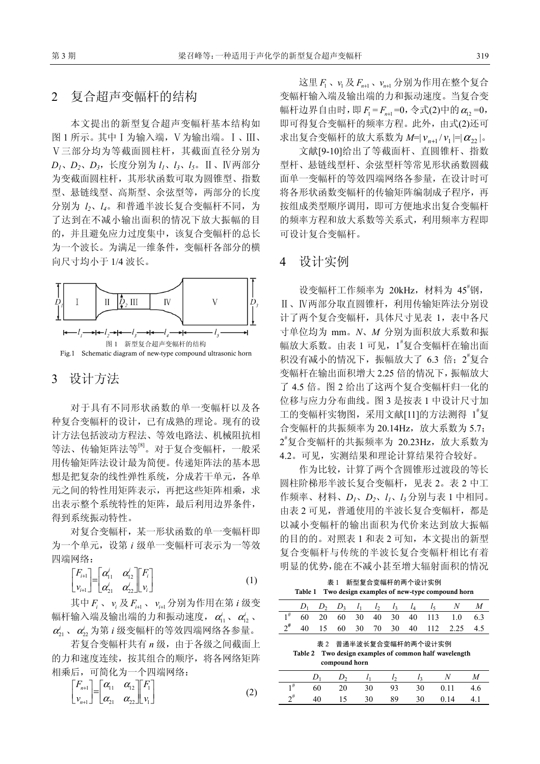## 2 复合超声变幅杆的结构

本文提出的新型复合超声变幅杆基本结构如图 1 所示。其中Ⅰ为输入端，Ⅴ为输出端。Ⅰ、Ⅲ、Ⅴ三部分均为等截面圆柱杆，其截面直径分别为 $D_1$、$D_2$、$D_3$，长度分别为 $l_1$、$l_3$、$l_5$。Ⅱ、Ⅳ两部分为变截面圆柱杆，其形状函数可取为圆锥型、指数型、悬链线型、高斯型、余弦型等，两部分的长度分别为 $l_2$、$l_4$。和普通半波长复合变幅杆不同，为了达到在不减小输出面积的情况下放大振幅的目的，并且避免应力过度集中，该复合变幅杆的总长为一个波长。为满足一维条件，变幅杆各部分的横向尺寸均小于 1/4 波长。

图 1 新型复合超声变幅杆的结构
Fig.1 Schematic diagram of new-type compound ultrasonic horn

## 3 设计方法

对于具有不同形状函数的单一变幅杆以及各种复合变幅杆的设计，已有成熟的理论。现有的设计方法包括波动方程法、等效电路法、机械阻抗相等法、传输矩阵法等[8]。对于复合变幅杆，一般采用传输矩阵法设计最为简便。传递矩阵法的基本思想是把复杂的线性弹性系统，分成若干单元，各单元之间的特性用矩阵表示，再把这些矩阵相乘，求出表示整个系统特性的矩阵，最后利用边界条件，得到系统振动特性。

对复合变幅杆，某一形状函数的单一变幅杆即为一个单元，设第 $i$ 级单一变幅杆可表示为一等效四端网络：

$$\begin{bmatrix} F_{i+1} \\ v_{i+1} \end{bmatrix} = \begin{bmatrix} \alpha_{11}^{i} & \alpha_{12}^{i} \\ \alpha_{21}^{i} & \alpha_{22}^{i} \end{bmatrix} \begin{bmatrix} F_i \\ v_i \end{bmatrix} \tag{1}$$

其中 $F_i$、$v_i$ 及 $F_{i+1}$、$v_{i+1}$ 分别为作用在第 $i$ 级变幅杆输入端及输出端的力和振动速度，$\alpha_{11}^{i}$、$\alpha_{12}^{i}$、$\alpha_{21}^{i}$、$\alpha_{22}^{i}$ 为第 $i$ 级变幅杆的等效四端网络各参量。

若复合变幅杆共有 $n$ 级，由于各级之间截面上的力和速度连续，按其组合的顺序，将各网络矩阵相乘后，可简化为一个四端网络：

$$\begin{bmatrix} F_{n+1} \\ v_{n+1} \end{bmatrix} = \begin{bmatrix} \alpha_{11} & \alpha_{12} \\ \alpha_{21} & \alpha_{22} \end{bmatrix} \begin{bmatrix} F_1 \\ v_1 \end{bmatrix} \tag{2}$$

这里 $F_1$、$v_1$ 及 $F_{n+1}$、$v_{n+1}$ 分别为作用在整个复合变幅杆输入端及输出端的力和振动速度。当复合变幅杆边界自由时，即 $F_1=F_{n+1}=0$，令式(2)中的 $\alpha_{12}=0$，即可得复合变幅杆的频率方程。此外，由式(2)还可求出复合变幅杆的放大系数为 $M=|v_{n+1}/v_1|=|\alpha_{22}|$。

文献[9-10]给出了等截面杆、直圆锥杆、指数型杆、悬链线型杆、余弦型杆等常见形状函数圆截面单一变幅杆的等效四端网络各参量，在设计时可将各形状函数变幅杆的传输矩阵编制成子程序，再按组成类型顺序调用，即可方便地求出复合变幅杆的频率方程和放大系数等关系式，利用频率方程即可设计复合变幅杆。

## 4 设计实例

设变幅杆工作频率为 20kHz，材料为 45#钢，Ⅱ、Ⅳ两部分取直圆锥杆，利用传输矩阵法分别设计了两个复合变幅杆，具体尺寸见表 1，表中各尺寸单位均为 mm。$N$、$M$ 分别为面积放大系数和振幅放大系数。由表 1 可见，1#复合变幅杆在输出面积没有减小的情况下，振幅放大了 6.3 倍；2#复合变幅杆在输出面积增大 2.25 倍的情况下，振幅放大了 4.5 倍。图 2 给出了这两个复合变幅杆归一化的位移与应力分布曲线。图 3 是按表 1 中设计尺寸加工的变幅杆实物图，采用文献[11]的方法测得 1#复合变幅杆的共振频率为 20.14Hz，放大系数为 5.7；2#复合变幅杆的共振频率为 20.23Hz，放大系数为 4.2。可见，实测结果和理论计算结果符合较好。

作为比较，计算了两个含圆锥形过渡段的等长圆柱阶梯形半波长复合变幅杆，见表 2。表 2 中工作频率、材料、$D_1$、$D_2$、$l_1$、$l_3$ 分别与表 1 中相同。由表 2 可见，普通使用的半波长复合变幅杆，都是以减小变幅杆的输出面积为代价来达到放大振幅的目的的。对照表 1 和表 2 可知，本文提出的新型复合变幅杆与传统的半波长复合变幅杆相比有着明显的优势，能在不减小甚至增大辐射面积的情况

表 1 新型复合变幅杆的两个设计实例
Table 1 Two design examples of new-type compound horn

| | $D_1$ | $D_2$ | $D_3$ | $l_1$ | $l_2$ | $l_3$ | $l_4$ | $l_5$ | $N$ | $M$ |
|---|---|---|---|---|---|---|---|---|---|---|
| 1# | 60 | 20 | 60 | 30 | 40 | 30 | 40 | 113 | 1.0 | 6.3 |
| 2# | 40 | 15 | 60 | 30 | 70 | 30 | 40 | 112 | 2.25 | 4.5 |

表 2 普通半波长复合变幅杆的两个设计实例
Table 2 Two design examples of common half wavelength compound horn

| | $D_1$ | $D_2$ | $l_1$ | $l_2$ | $l_3$ | $N$ | $M$ |
|---|---|---|---|---|---|---|---|
| 1# | 60 | 20 | 30 | 93 | 30 | 0.11 | 4.6 |
| 2# | 40 | 15 | 30 | 89 | 30 | 0.14 | 4.1 |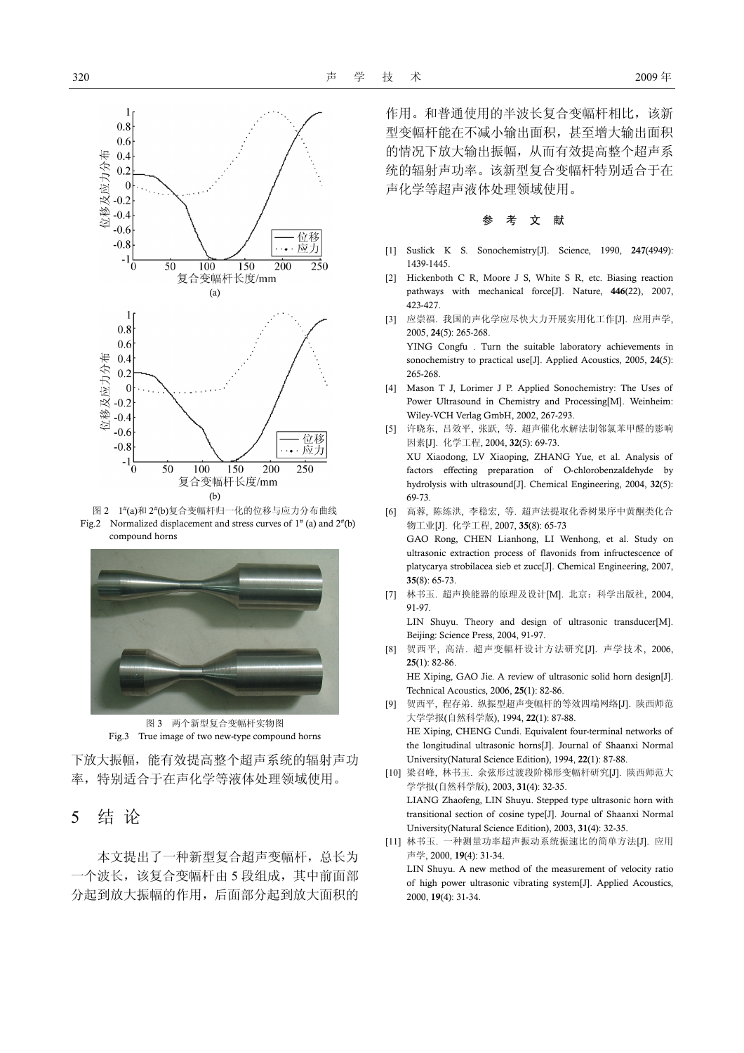1
0.8
0.6
0.4
0.2
0
-0.2
-0.4
-0.6
-0.8
-1
0 50 100 150 200 250
位移及应力分布
复合变幅杆长度/mm
位移
应力
(a)

1
0.8
0.6
0.4
0.2
0
-0.2
-0.4
-0.6
-0.8
-1
0 50 100 150 200 250
位移及应力分布
复合变幅杆长度/mm
位移
应力
(b)

图 2　1#(a)和 2#(b)复合变幅杆归一化的位移与应力分布曲线

Fig.2　Normalized displacement and stress curves of 1# (a) and 2#(b) compound horns

图 3　两个新型复合变幅杆实物图

Fig.3　True image of two new-type compound horns

下放大振幅，能有效提高整个超声系统的辐射声功率，特别适合于在声化学等液体处理领域使用。

## 5　结 论

本文提出了一种新型复合超声变幅杆，总长为一个波长，该复合变幅杆由 5 段组成，其中前面部分起到放大振幅的作用，后面部分起到放大面积的作用。和普通使用的半波长复合变幅杆相比，该新型变幅杆能在不减小输出面积，甚至增大输出面积的情况下放大输出振幅，从而有效提高整个超声系统的辐射声功率。该新型复合变幅杆特别适合于在声化学等超声液体处理领域使用。

## 参 考 文 献

[1] Suslick K S. Sonochemistry[J]. Science, 1990, **247**(4949): 1439-1445.

[2] Hickenboth C R, Moore J S, White S R, etc. Biasing reaction pathways with mechanical force[J]. Nature, **446**(22), 2007, 423-427.

[3] 应崇福. 我国的声化学应尽快大力开展实用化工作[J]. 应用声学, 2005, **24**(5): 265-268.
YING Congfu . Turn the suitable laboratory achievements in sonochemistry to practical use[J]. Applied Acoustics, 2005, **24**(5): 265-268.

[4] Mason T J, Lorimer J P. Applied Sonochemistry: The Uses of Power Ultrasound in Chemistry and Processing[M]. Weinheim: Wiley-VCH Verlag GmbH, 2002, 267-293.

[5] 许晓东, 吕效平, 张跃, 等. 超声催化水解法制邻氯苯甲醛的影响因素[J]. 化学工程, 2004, **32**(5): 69-73.
XU Xiaodong, LV Xiaoping, ZHANG Yue, et al. Analysis of factors effecting preparation of O-chlorobenzaldehyde by hydrolysis with ultrasound[J]. Chemical Engineering, 2004, **32**(5): 69-73.

[6] 高蓉, 陈练洪, 李稳宏, 等. 超声法提取化香树果序中黄酮类化合物工业[J]. 化学工程, 2007, **35**(8): 65-73
GAO Rong, CHEN Lianhong, LI Wenhong, et al. Study on ultrasonic extraction process of flavonids from infructescence of platycarya strobilacea sieb et zucc[J]. Chemical Engineering, 2007, **35**(8): 65-73.

[7] 林书玉. 超声换能器的原理及设计[M]. 北京：科学出版社, 2004, 91-97.
LIN Shuyu. Theory and design of ultrasonic transducer[M]. Beijing: Science Press, 2004, 91-97.

[8] 贺西平, 高洁. 超声变幅杆设计方法研究[J]. 声学技术, 2006, **25**(1): 82-86.
HE Xiping, GAO Jie. A review of ultrasonic solid horn design[J]. Technical Acoustics, 2006, **25**(1): 82-86.

[9] 贺西平, 程存弟. 纵振型超声变幅杆的等效四端网络[J]. 陕西师范大学学报(自然科学版), 1994, **22**(1): 87-88.
HE Xiping, CHENG Cundi. Equivalent four-terminal networks of the longitudinal ultrasonic horns[J]. Journal of Shaanxi Normal University(Natural Science Edition), 1994, **22**(1): 87-88.

[10] 梁召峰, 林书玉. 余弦形过渡段阶梯形变幅杆研究[J]. 陕西师范大学学报(自然科学版), 2003, **31**(4): 32-35.
LIANG Zhaofeng, LIN Shuyu. Stepped type ultrasonic horn with transitional section of cosine type[J]. Journal of Shaanxi Normal University(Natural Science Edition), 2003, **31**(4): 32-35.

[11] 林书玉. 一种测量功率超声振动系统振速比的简单方法[J]. 应用声学, 2000, **19**(4): 31-34.
LIN Shuyu. A new method of the measurement of velocity ratio of high power ultrasonic vibrating system[J]. Applied Acoustics, 2000, **19**(4): 31-34.